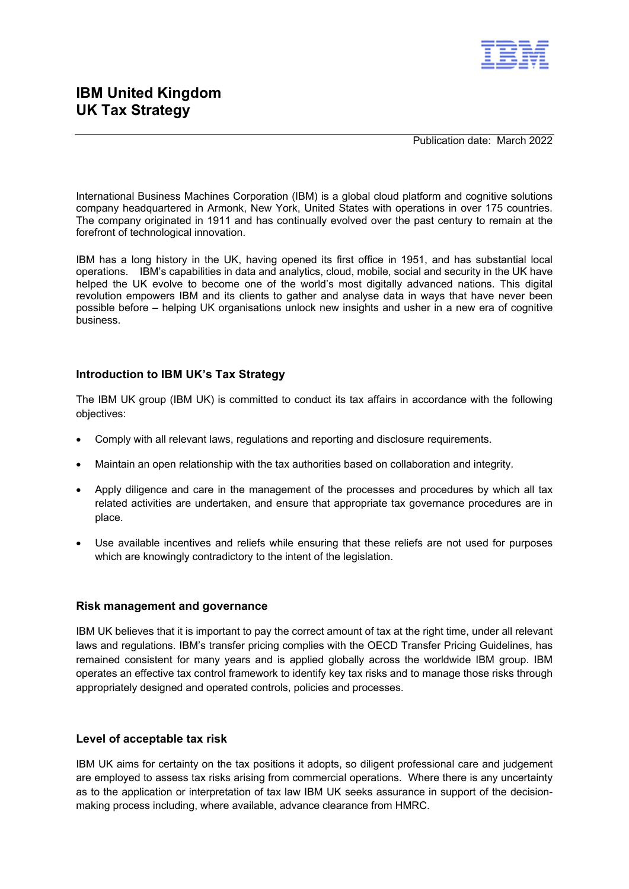# IBM United Kingdom
# UK Tax Strategy

Publication date: March 2022

International Business Machines Corporation (IBM) is a global cloud platform and cognitive solutions company headquartered in Armonk, New York, United States with operations in over 175 countries. The company originated in 1911 and has continually evolved over the past century to remain at the forefront of technological innovation.

IBM has a long history in the UK, having opened its first office in 1951, and has substantial local operations. IBM's capabilities in data and analytics, cloud, mobile, social and security in the UK have helped the UK evolve to become one of the world's most digitally advanced nations. This digital revolution empowers IBM and its clients to gather and analyse data in ways that have never been possible before – helping UK organisations unlock new insights and usher in a new era of cognitive business.

### Introduction to IBM UK's Tax Strategy

The IBM UK group (IBM UK) is committed to conduct its tax affairs in accordance with the following objectives:

- Comply with all relevant laws, regulations and reporting and disclosure requirements.
- Maintain an open relationship with the tax authorities based on collaboration and integrity.
- Apply diligence and care in the management of the processes and procedures by which all tax related activities are undertaken, and ensure that appropriate tax governance procedures are in place.
- Use available incentives and reliefs while ensuring that these reliefs are not used for purposes which are knowingly contradictory to the intent of the legislation.

### Risk management and governance

IBM UK believes that it is important to pay the correct amount of tax at the right time, under all relevant laws and regulations. IBM's transfer pricing complies with the OECD Transfer Pricing Guidelines, has remained consistent for many years and is applied globally across the worldwide IBM group. IBM operates an effective tax control framework to identify key tax risks and to manage those risks through appropriately designed and operated controls, policies and processes.

### Level of acceptable tax risk

IBM UK aims for certainty on the tax positions it adopts, so diligent professional care and judgement are employed to assess tax risks arising from commercial operations. Where there is any uncertainty as to the application or interpretation of tax law IBM UK seeks assurance in support of the decision-making process including, where available, advance clearance from HMRC.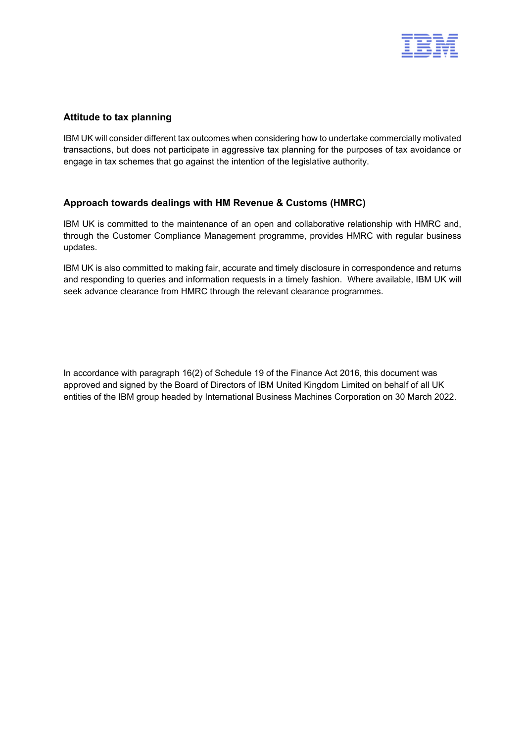## Attitude to tax planning

IBM UK will consider different tax outcomes when considering how to undertake commercially motivated transactions, but does not participate in aggressive tax planning for the purposes of tax avoidance or engage in tax schemes that go against the intention of the legislative authority.

## Approach towards dealings with HM Revenue & Customs (HMRC)

IBM UK is committed to the maintenance of an open and collaborative relationship with HMRC and, through the Customer Compliance Management programme, provides HMRC with regular business updates.

IBM UK is also committed to making fair, accurate and timely disclosure in correspondence and returns and responding to queries and information requests in a timely fashion. Where available, IBM UK will seek advance clearance from HMRC through the relevant clearance programmes.

In accordance with paragraph 16(2) of Schedule 19 of the Finance Act 2016, this document was approved and signed by the Board of Directors of IBM United Kingdom Limited on behalf of all UK entities of the IBM group headed by International Business Machines Corporation on 30 March 2022.